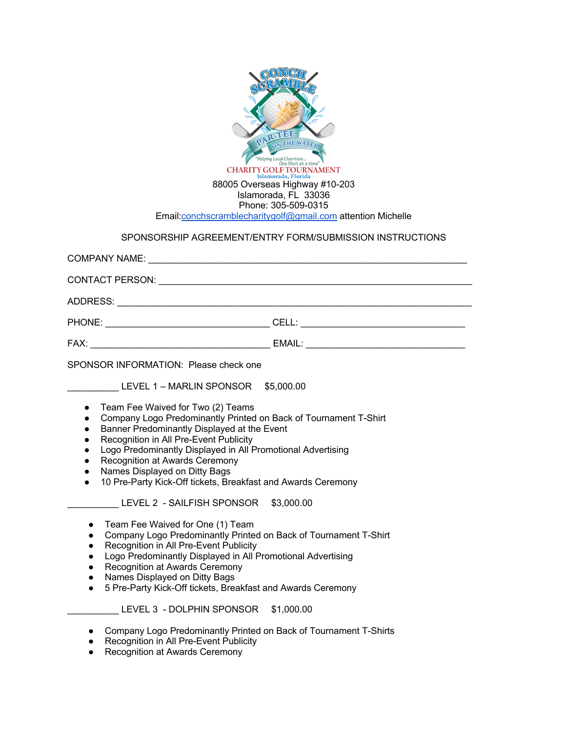CONCH SCRAMBLE

PAR-TEE ON THE WATER

"Helping Local Charities... One Shot at a time"

CHARITY GOLF TOURNAMENT

Islamorada, Florida

88005 Overseas Highway #10-203
Islamorada, FL 33036
Phone: 305-509-0315
Email:conchscramblecharitygolf@gmail.com attention Michelle

SPONSORSHIP AGREEMENT/ENTRY FORM/SUBMISSION INSTRUCTIONS

COMPANY NAME: ____________________________________________________________

CONTACT PERSON: __________________________________________________________

ADDRESS: _________________________________________________________________

PHONE: ______________________________ CELL: ______________________________

FAX: _________________________________ EMAIL: _____________________________

SPONSOR INFORMATION: Please check one

__________ LEVEL 1 – MARLIN SPONSOR $5,000.00

- Team Fee Waived for Two (2) Teams
- Company Logo Predominantly Printed on Back of Tournament T-Shirt
- Banner Predominantly Displayed at the Event
- Recognition in All Pre-Event Publicity
- Logo Predominantly Displayed in All Promotional Advertising
- Recognition at Awards Ceremony
- Names Displayed on Ditty Bags
- 10 Pre-Party Kick-Off tickets, Breakfast and Awards Ceremony

__________ LEVEL 2 - SAILFISH SPONSOR $3,000.00

- Team Fee Waived for One (1) Team
- Company Logo Predominantly Printed on Back of Tournament T-Shirt
- Recognition in All Pre-Event Publicity
- Logo Predominantly Displayed in All Promotional Advertising
- Recognition at Awards Ceremony
- Names Displayed on Ditty Bags
- 5 Pre-Party Kick-Off tickets, Breakfast and Awards Ceremony

__________ LEVEL 3 - DOLPHIN SPONSOR $1,000.00

- Company Logo Predominantly Printed on Back of Tournament T-Shirts
- Recognition in All Pre-Event Publicity
- Recognition at Awards Ceremony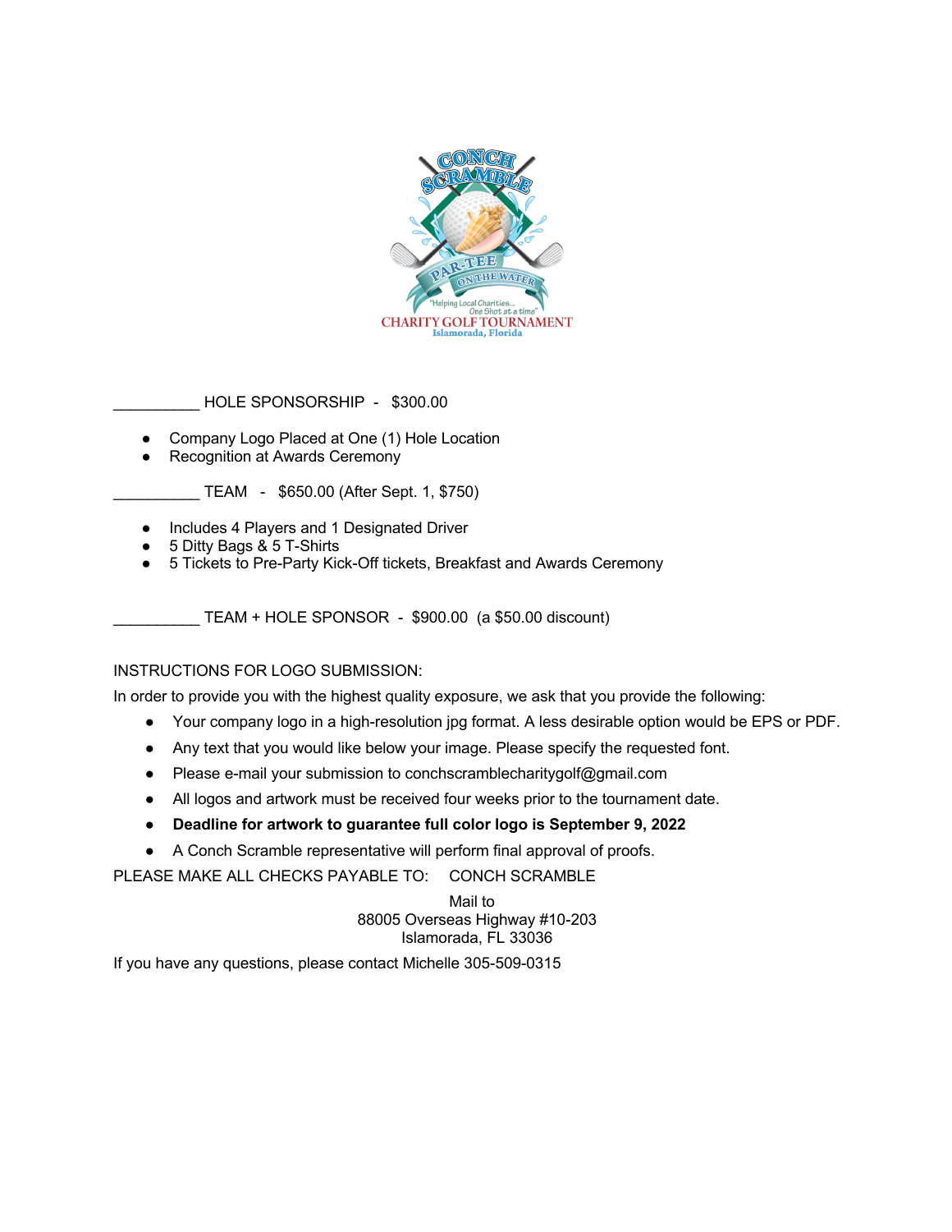__________ HOLE SPONSORSHIP - $300.00

- Company Logo Placed at One (1) Hole Location
- Recognition at Awards Ceremony

__________ TEAM - $650.00 (After Sept. 1, $750)

- Includes 4 Players and 1 Designated Driver
- 5 Ditty Bags & 5 T-Shirts
- 5 Tickets to Pre-Party Kick-Off tickets, Breakfast and Awards Ceremony

__________ TEAM + HOLE SPONSOR - $900.00 (a $50.00 discount)

INSTRUCTIONS FOR LOGO SUBMISSION:

In order to provide you with the highest quality exposure, we ask that you provide the following:

- Your company logo in a high-resolution jpg format. A less desirable option would be EPS or PDF.
- Any text that you would like below your image. Please specify the requested font.
- Please e-mail your submission to conchscramblecharitygolf@gmail.com
- All logos and artwork must be received four weeks prior to the tournament date.
- **Deadline for artwork to guarantee full color logo is September 9, 2022**
- A Conch Scramble representative will perform final approval of proofs.

PLEASE MAKE ALL CHECKS PAYABLE TO: CONCH SCRAMBLE

Mail to
88005 Overseas Highway #10-203
Islamorada, FL 33036

If you have any questions, please contact Michelle 305-509-0315